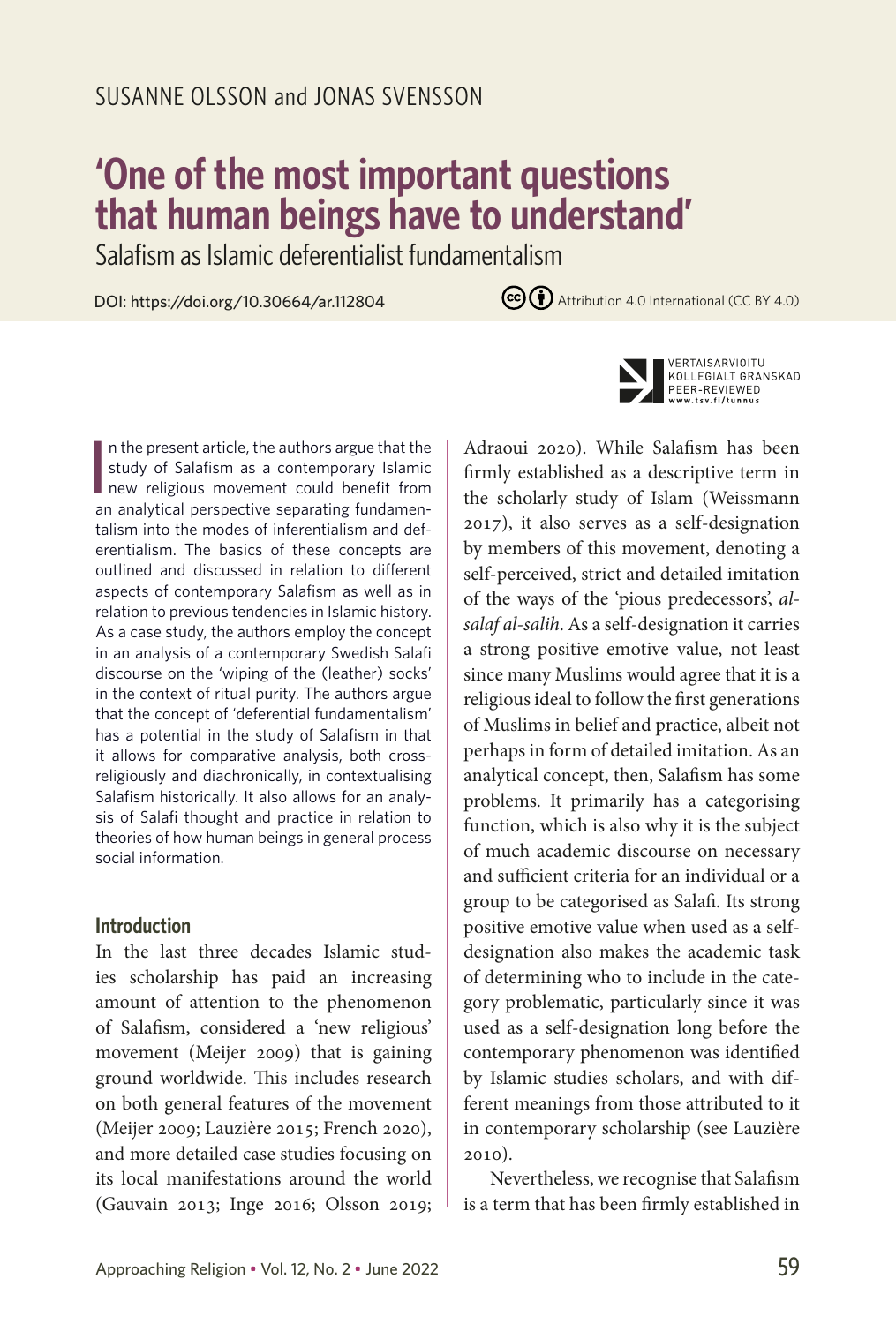SUSANNE OLSSON and JONAS SVENSSON

# 'One of the most important questions that human beings have to understand'

## Salafism as Islamic deferentialist fundamentalism

DOI: https://doi.org/10.30664/ar.112804

Attribution 4.0 International (CC BY 4.0)

VERTAISARVIOITU KOLLEGIALT GRANSKAD PEER-REVIEWED www.tsv.fi/tunnus

In the present article, the authors argue that the study of Salafism as a contemporary Islamic new religious movement could benefit from an analytical perspective separating fundamentalism into the modes of inferentialism and deferentialism. The basics of these concepts are outlined and discussed in relation to different aspects of contemporary Salafism as well as in relation to previous tendencies in Islamic history. As a case study, the authors employ the concept in an analysis of a contemporary Swedish Salafi discourse on the 'wiping of the (leather) socks' in the context of ritual purity. The authors argue that the concept of 'deferential fundamentalism' has a potential in the study of Salafism in that it allows for comparative analysis, both cross-religiously and diachronically, in contextualising Salafism historically. It also allows for an analysis of Salafi thought and practice in relation to theories of how human beings in general process social information.

### Introduction

In the last three decades Islamic studies scholarship has paid an increasing amount of attention to the phenomenon of Salafism, considered a 'new religious' movement (Meijer 2009) that is gaining ground worldwide. This includes research on both general features of the movement (Meijer 2009; Lauzière 2015; French 2020), and more detailed case studies focusing on its local manifestations around the world (Gauvain 2013; Inge 2016; Olsson 2019; Adraoui 2020). While Salafism has been firmly established as a descriptive term in the scholarly study of Islam (Weissmann 2017), it also serves as a self-designation by members of this movement, denoting a self-perceived, strict and detailed imitation of the ways of the 'pious predecessors', *al-salaf al-salih*. As a self-designation it carries a strong positive emotive value, not least since many Muslims would agree that it is a religious ideal to follow the first generations of Muslims in belief and practice, albeit not perhaps in form of detailed imitation. As an analytical concept, then, Salafism has some problems. It primarily has a categorising function, which is also why it is the subject of much academic discourse on necessary and sufficient criteria for an individual or a group to be categorised as Salafi. Its strong positive emotive value when used as a self-designation also makes the academic task of determining who to include in the category problematic, particularly since it was used as a self-designation long before the contemporary phenomenon was identified by Islamic studies scholars, and with different meanings from those attributed to it in contemporary scholarship (see Lauzière 2010).

Nevertheless, we recognise that Salafism is a term that has been firmly established in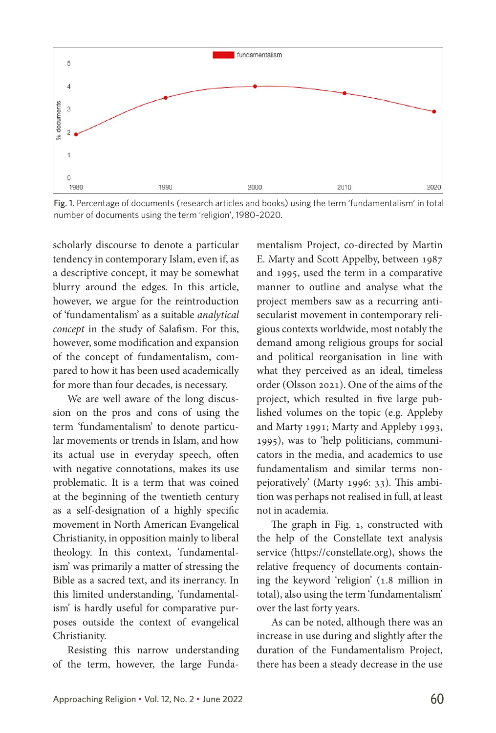Fig. 1. Percentage of documents (research articles and books) using the term 'fundamentalism' in total number of documents using the term 'religion', 1980–2020.

scholarly discourse to denote a particular tendency in contemporary Islam, even if, as a descriptive concept, it may be somewhat blurry around the edges. In this article, however, we argue for the reintroduction of 'fundamentalism' as a suitable *analytical concept* in the study of Salafism. For this, however, some modification and expansion of the concept of fundamentalism, compared to how it has been used academically for more than four decades, is necessary.

We are well aware of the long discussion on the pros and cons of using the term 'fundamentalism' to denote particular movements or trends in Islam, and how its actual use in everyday speech, often with negative connotations, makes its use problematic. It is a term that was coined at the beginning of the twentieth century as a self-designation of a highly specific movement in North American Evangelical Christianity, in opposition mainly to liberal theology. In this context, 'fundamentalism' was primarily a matter of stressing the Bible as a sacred text, and its inerrancy. In this limited understanding, 'fundamentalism' is hardly useful for comparative purposes outside the context of evangelical Christianity.

Resisting this narrow understanding of the term, however, the large Fundamentalism Project, co-directed by Martin E. Marty and Scott Appelby, between 1987 and 1995, used the term in a comparative manner to outline and analyse what the project members saw as a recurring anti-secularist movement in contemporary religious contexts worldwide, most notably the demand among religious groups for social and political reorganisation in line with what they perceived as an ideal, timeless order (Olsson 2021). One of the aims of the project, which resulted in five large published volumes on the topic (e.g. Appleby and Marty 1991; Marty and Appleby 1993, 1995), was to 'help politicians, communicators in the media, and academics to use fundamentalism and similar terms non-pejoratively' (Marty 1996: 33). This ambition was perhaps not realised in full, at least not in academia.

The graph in Fig. 1, constructed with the help of the Constellate text analysis service (https://constellate.org), shows the relative frequency of documents containing the keyword 'religion' (1.8 million in total), also using the term 'fundamentalism' over the last forty years.

As can be noted, although there was an increase in use during and slightly after the duration of the Fundamentalism Project, there has been a steady decrease in the use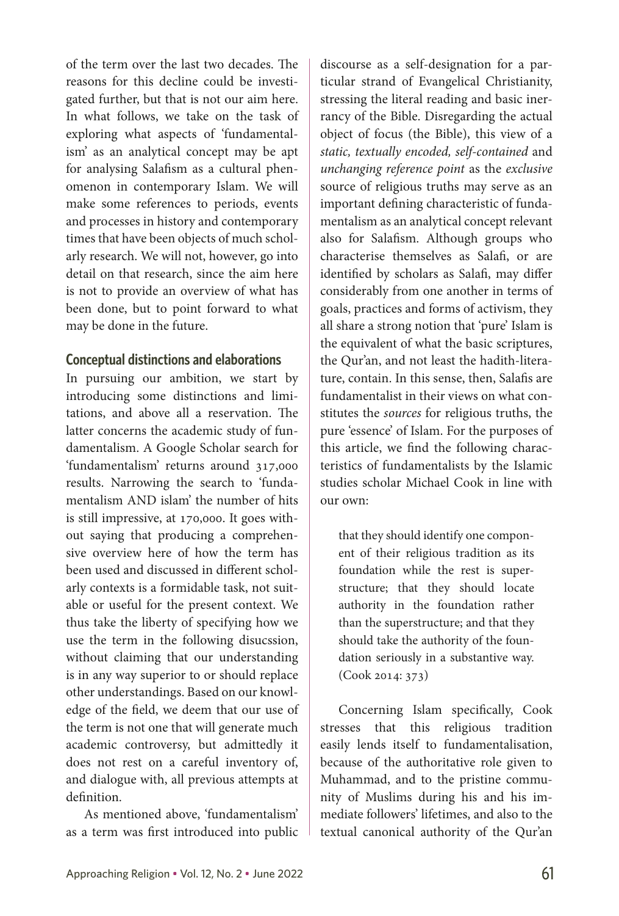of the term over the last two decades. The reasons for this decline could be investigated further, but that is not our aim here. In what follows, we take on the task of exploring what aspects of 'fundamentalism' as an analytical concept may be apt for analysing Salafism as a cultural phenomenon in contemporary Islam. We will make some references to periods, events and processes in history and contemporary times that have been objects of much scholarly research. We will not, however, go into detail on that research, since the aim here is not to provide an overview of what has been done, but to point forward to what may be done in the future.

## Conceptual distinctions and elaborations

In pursuing our ambition, we start by introducing some distinctions and limitations, and above all a reservation. The latter concerns the academic study of fundamentalism. A Google Scholar search for 'fundamentalism' returns around 317,000 results. Narrowing the search to 'fundamentalism AND islam' the number of hits is still impressive, at 170,000. It goes without saying that producing a comprehensive overview here of how the term has been used and discussed in different scholarly contexts is a formidable task, not suitable or useful for the present context. We thus take the liberty of specifying how we use the term in the following disucssion, without claiming that our understanding is in any way superior to or should replace other understandings. Based on our knowledge of the field, we deem that our use of the term is not one that will generate much academic controversy, but admittedly it does not rest on a careful inventory of, and dialogue with, all previous attempts at definition.

As mentioned above, 'fundamentalism' as a term was first introduced into public discourse as a self-designation for a particular strand of Evangelical Christianity, stressing the literal reading and basic inerrancy of the Bible. Disregarding the actual object of focus (the Bible), this view of a *static, textually encoded, self-contained* and *unchanging reference point* as the *exclusive* source of religious truths may serve as an important defining characteristic of fundamentalism as an analytical concept relevant also for Salafism. Although groups who characterise themselves as Salafi, or are identified by scholars as Salafi, may differ considerably from one another in terms of goals, practices and forms of activism, they all share a strong notion that 'pure' Islam is the equivalent of what the basic scriptures, the Qur'an, and not least the hadith-literature, contain. In this sense, then, Salafis are fundamentalist in their views on what constitutes the *sources* for religious truths, the pure 'essence' of Islam. For the purposes of this article, we find the following characteristics of fundamentalists by the Islamic studies scholar Michael Cook in line with our own:

> that they should identify one component of their religious tradition as its foundation while the rest is superstructure; that they should locate authority in the foundation rather than the superstructure; and that they should take the authority of the foundation seriously in a substantive way. (Cook 2014: 373)

Concerning Islam specifically, Cook stresses that this religious tradition easily lends itself to fundamentalisation, because of the authoritative role given to Muhammad, and to the pristine community of Muslims during his and his immediate followers' lifetimes, and also to the textual canonical authority of the Qur'an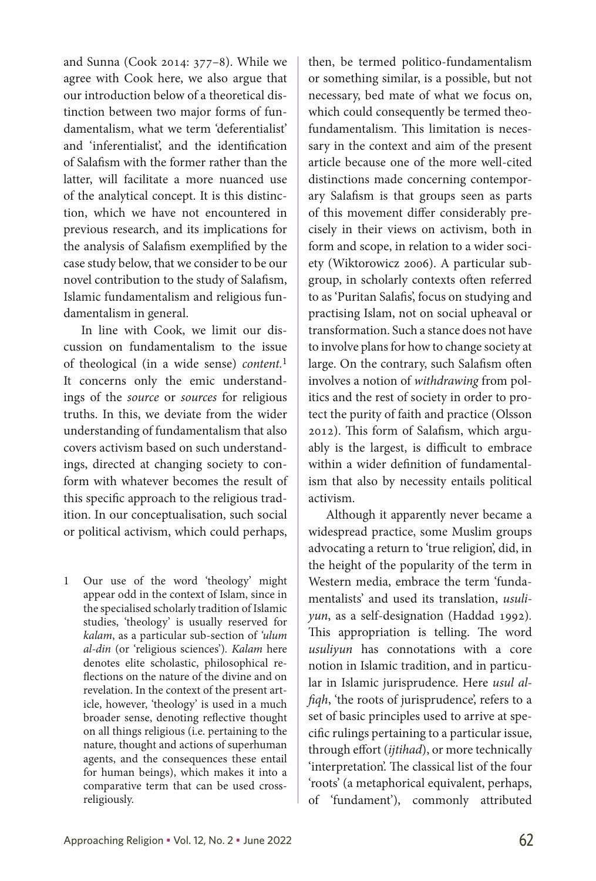and Sunna (Cook 2014: 377–8). While we agree with Cook here, we also argue that our introduction below of a theoretical distinction between two major forms of fundamentalism, what we term 'deferentialist' and 'inferentialist', and the identification of Salafism with the former rather than the latter, will facilitate a more nuanced use of the analytical concept. It is this distinction, which we have not encountered in previous research, and its implications for the analysis of Salafism exemplified by the case study below, that we consider to be our novel contribution to the study of Salafism, Islamic fundamentalism and religious fundamentalism in general.

In line with Cook, we limit our discussion on fundamentalism to the issue of theological (in a wide sense) *content*.[1] It concerns only the emic understandings of the *source* or *sources* for religious truths. In this, we deviate from the wider understanding of fundamentalism that also covers activism based on such understandings, directed at changing society to conform with whatever becomes the result of this specific approach to the religious tradition. In our conceptualisation, such social or political activism, which could perhaps, then, be termed politico-fundamentalism or something similar, is a possible, but not necessary, bed mate of what we focus on, which could consequently be termed theo-fundamentalism. This limitation is necessary in the context and aim of the present article because one of the more well-cited distinctions made concerning contemporary Salafism is that groups seen as parts of this movement differ considerably precisely in their views on activism, both in form and scope, in relation to a wider society (Wiktorowicz 2006). A particular subgroup, in scholarly contexts often referred to as 'Puritan Salafis', focus on studying and practising Islam, not on social upheaval or transformation. Such a stance does not have to involve plans for how to change society at large. On the contrary, such Salafism often involves a notion of *withdrawing* from politics and the rest of society in order to protect the purity of faith and practice (Olsson 2012). This form of Salafism, which arguably is the largest, is difficult to embrace within a wider definition of fundamentalism that also by necessity entails political activism.

Although it apparently never became a widespread practice, some Muslim groups advocating a return to 'true religion', did, in the height of the popularity of the term in Western media, embrace the term 'fundamentalists' and used its translation, *usuliyun*, as a self-designation (Haddad 1992). This appropriation is telling. The word *usuliyun* has connotations with a core notion in Islamic tradition, and in particular in Islamic jurisprudence. Here *usul al-fiqh*, 'the roots of jurisprudence', refers to a set of basic principles used to arrive at specific rulings pertaining to a particular issue, through effort (*ijtihad*), or more technically 'interpretation'. The classical list of the four 'roots' (a metaphorical equivalent, perhaps, of 'fundament'), commonly attributed

1 Our use of the word 'theology' might appear odd in the context of Islam, since in the specialised scholarly tradition of Islamic studies, 'theology' is usually reserved for *kalam*, as a particular sub-section of *'ulum al-din* (or 'religious sciences'). *Kalam* here denotes elite scholastic, philosophical reflections on the nature of the divine and on revelation. In the context of the present article, however, 'theology' is used in a much broader sense, denoting reflective thought on all things religious (i.e. pertaining to the nature, thought and actions of superhuman agents, and the consequences these entail for human beings), which makes it into a comparative term that can be used cross-religiously.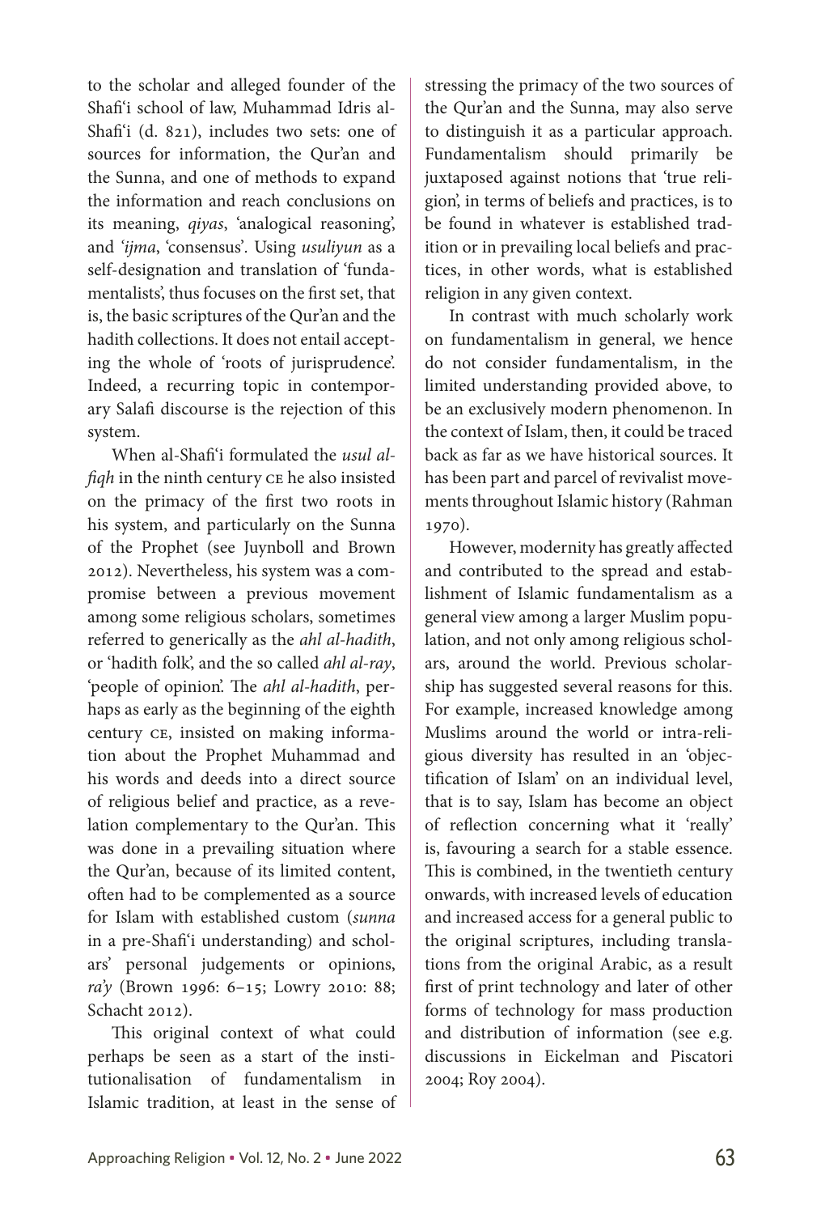to the scholar and alleged founder of the Shafiʿi school of law, Muhammad Idris al-Shafiʿi (d. 821), includes two sets: one of sources for information, the Qur'an and the Sunna, and one of methods to expand the information and reach conclusions on its meaning, *qiyas*, 'analogical reasoning', and *'ijma*, 'consensus'. Using *usuliyun* as a self-designation and translation of 'fundamentalists', thus focuses on the first set, that is, the basic scriptures of the Qur'an and the hadith collections. It does not entail accepting the whole of 'roots of jurisprudence'. Indeed, a recurring topic in contemporary Salafi discourse is the rejection of this system.

When al-Shafiʿi formulated the *usul al-fiqh* in the ninth century CE he also insisted on the primacy of the first two roots in his system, and particularly on the Sunna of the Prophet (see Juynboll and Brown 2012). Nevertheless, his system was a compromise between a previous movement among some religious scholars, sometimes referred to generically as the *ahl al-hadith*, or 'hadith folk', and the so called *ahl al-ray*, 'people of opinion'. The *ahl al-hadith*, perhaps as early as the beginning of the eighth century CE, insisted on making information about the Prophet Muhammad and his words and deeds into a direct source of religious belief and practice, as a revelation complementary to the Qur'an. This was done in a prevailing situation where the Qur'an, because of its limited content, often had to be complemented as a source for Islam with established custom (*sunna* in a pre-Shafiʿi understanding) and scholars' personal judgements or opinions, *ra'y* (Brown 1996: 6–15; Lowry 2010: 88; Schacht 2012).

This original context of what could perhaps be seen as a start of the institutionalisation of fundamentalism in Islamic tradition, at least in the sense of stressing the primacy of the two sources of the Qur'an and the Sunna, may also serve to distinguish it as a particular approach. Fundamentalism should primarily be juxtaposed against notions that 'true religion', in terms of beliefs and practices, is to be found in whatever is established tradition or in prevailing local beliefs and practices, in other words, what is established religion in any given context.

In contrast with much scholarly work on fundamentalism in general, we hence do not consider fundamentalism, in the limited understanding provided above, to be an exclusively modern phenomenon. In the context of Islam, then, it could be traced back as far as we have historical sources. It has been part and parcel of revivalist movements throughout Islamic history (Rahman 1970).

However, modernity has greatly affected and contributed to the spread and establishment of Islamic fundamentalism as a general view among a larger Muslim population, and not only among religious scholars, around the world. Previous scholarship has suggested several reasons for this. For example, increased knowledge among Muslims around the world or intra-religious diversity has resulted in an 'objectification of Islam' on an individual level, that is to say, Islam has become an object of reflection concerning what it 'really' is, favouring a search for a stable essence. This is combined, in the twentieth century onwards, with increased levels of education and increased access for a general public to the original scriptures, including translations from the original Arabic, as a result first of print technology and later of other forms of technology for mass production and distribution of information (see e.g. discussions in Eickelman and Piscatori 2004; Roy 2004).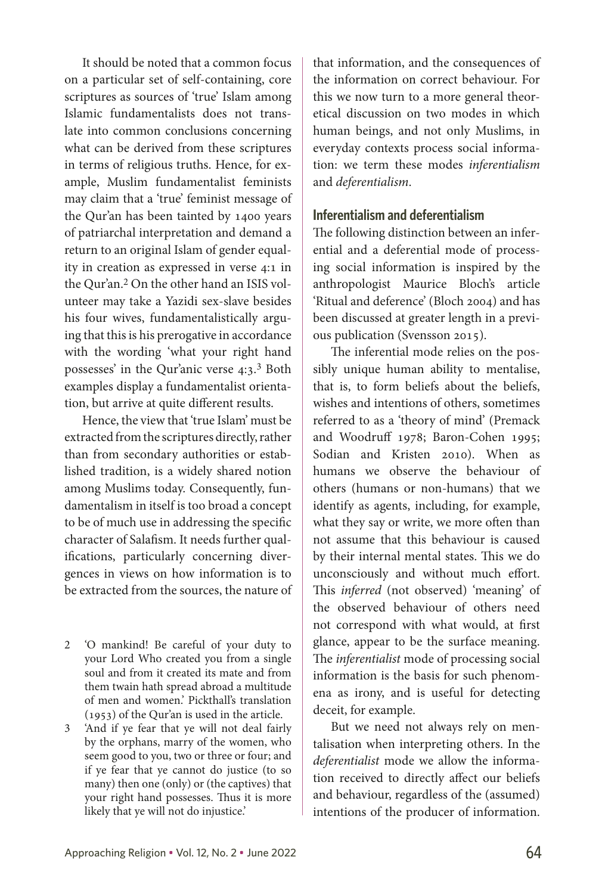It should be noted that a common focus on a particular set of self-containing, core scriptures as sources of 'true' Islam among Islamic fundamentalists does not translate into common conclusions concerning what can be derived from these scriptures in terms of religious truths. Hence, for example, Muslim fundamentalist feminists may claim that a 'true' feminist message of the Qur'an has been tainted by 1400 years of patriarchal interpretation and demand a return to an original Islam of gender equality in creation as expressed in verse 4:1 in the Qur'an.[2] On the other hand an ISIS volunteer may take a Yazidi sex-slave besides his four wives, fundamentalistically arguing that this is his prerogative in accordance with the wording 'what your right hand possesses' in the Qur'anic verse 4:3.[3] Both examples display a fundamentalist orientation, but arrive at quite different results.

Hence, the view that 'true Islam' must be extracted from the scriptures directly, rather than from secondary authorities or established tradition, is a widely shared notion among Muslims today. Consequently, fundamentalism in itself is too broad a concept to be of much use in addressing the specific character of Salafism. It needs further qualifications, particularly concerning divergences in views on how information is to be extracted from the sources, the nature of that information, and the consequences of the information on correct behaviour. For this we now turn to a more general theoretical discussion on two modes in which human beings, and not only Muslims, in everyday contexts process social information: we term these modes *inferentialism* and *deferentialism*.

## Inferentialism and deferentialism

The following distinction between an inferential and a deferential mode of processing social information is inspired by the anthropologist Maurice Bloch's article 'Ritual and deference' (Bloch 2004) and has been discussed at greater length in a previous publication (Svensson 2015).

The inferential mode relies on the possibly unique human ability to mentalise, that is, to form beliefs about the beliefs, wishes and intentions of others, sometimes referred to as a 'theory of mind' (Premack and Woodruff 1978; Baron-Cohen 1995; Sodian and Kristen 2010). When as humans we observe the behaviour of others (humans or non-humans) that we identify as agents, including, for example, what they say or write, we more often than not assume that this behaviour is caused by their internal mental states. This we do unconsciously and without much effort. This *inferred* (not observed) 'meaning' of the observed behaviour of others need not correspond with what would, at first glance, appear to be the surface meaning. The *inferentialist* mode of processing social information is the basis for such phenomena as irony, and is useful for detecting deceit, for example.

But we need not always rely on mentalisation when interpreting others. In the *deferentialist* mode we allow the information received to directly affect our beliefs and behaviour, regardless of the (assumed) intentions of the producer of information.

---

2 'O mankind! Be careful of your duty to your Lord Who created you from a single soul and from it created its mate and from them twain hath spread abroad a multitude of men and women.' Pickthall's translation (1953) of the Qur'an is used in the article.

3 'And if ye fear that ye will not deal fairly by the orphans, marry of the women, who seem good to you, two or three or four; and if ye fear that ye cannot do justice (to so many) then one (only) or (the captives) that your right hand possesses. Thus it is more likely that ye will not do injustice.'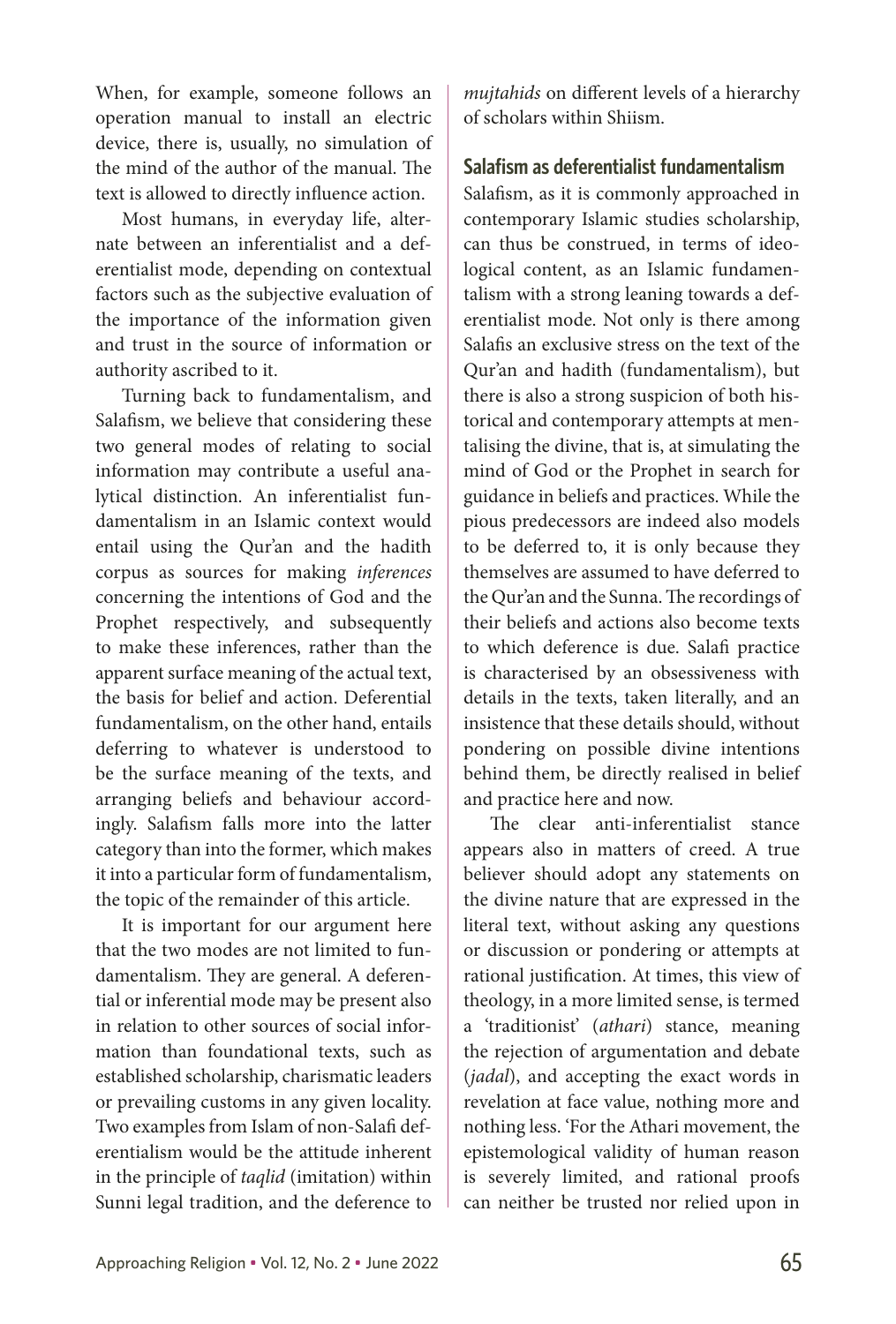When, for example, someone follows an operation manual to install an electric device, there is, usually, no simulation of the mind of the author of the manual. The text is allowed to directly influence action.

Most humans, in everyday life, alternate between an inferentialist and a deferentialist mode, depending on contextual factors such as the subjective evaluation of the importance of the information given and trust in the source of information or authority ascribed to it.

Turning back to fundamentalism, and Salafism, we believe that considering these two general modes of relating to social information may contribute a useful analytical distinction. An inferentialist fundamentalism in an Islamic context would entail using the Qur'an and the hadith corpus as sources for making *inferences* concerning the intentions of God and the Prophet respectively, and subsequently to make these inferences, rather than the apparent surface meaning of the actual text, the basis for belief and action. Deferential fundamentalism, on the other hand, entails deferring to whatever is understood to be the surface meaning of the texts, and arranging beliefs and behaviour accordingly. Salafism falls more into the latter category than into the former, which makes it into a particular form of fundamentalism, the topic of the remainder of this article.

It is important for our argument here that the two modes are not limited to fundamentalism. They are general. A deferential or inferential mode may be present also in relation to other sources of social information than foundational texts, such as established scholarship, charismatic leaders or prevailing customs in any given locality. Two examples from Islam of non-Salafi deferentialism would be the attitude inherent in the principle of *taqlid* (imitation) within Sunni legal tradition, and the deference to *mujtahids* on different levels of a hierarchy of scholars within Shiism.

## Salafism as deferentialist fundamentalism

Salafism, as it is commonly approached in contemporary Islamic studies scholarship, can thus be construed, in terms of ideological content, as an Islamic fundamentalism with a strong leaning towards a deferentialist mode. Not only is there among Salafis an exclusive stress on the text of the Qur'an and hadith (fundamentalism), but there is also a strong suspicion of both historical and contemporary attempts at mentalising the divine, that is, at simulating the mind of God or the Prophet in search for guidance in beliefs and practices. While the pious predecessors are indeed also models to be deferred to, it is only because they themselves are assumed to have deferred to the Qur'an and the Sunna. The recordings of their beliefs and actions also become texts to which deference is due. Salafi practice is characterised by an obsessiveness with details in the texts, taken literally, and an insistence that these details should, without pondering on possible divine intentions behind them, be directly realised in belief and practice here and now.

The clear anti-inferentialist stance appears also in matters of creed. A true believer should adopt any statements on the divine nature that are expressed in the literal text, without asking any questions or discussion or pondering or attempts at rational justification. At times, this view of theology, in a more limited sense, is termed a 'traditionist' (*athari*) stance, meaning the rejection of argumentation and debate (*jadal*), and accepting the exact words in revelation at face value, nothing more and nothing less. 'For the Athari movement, the epistemological validity of human reason is severely limited, and rational proofs can neither be trusted nor relied upon in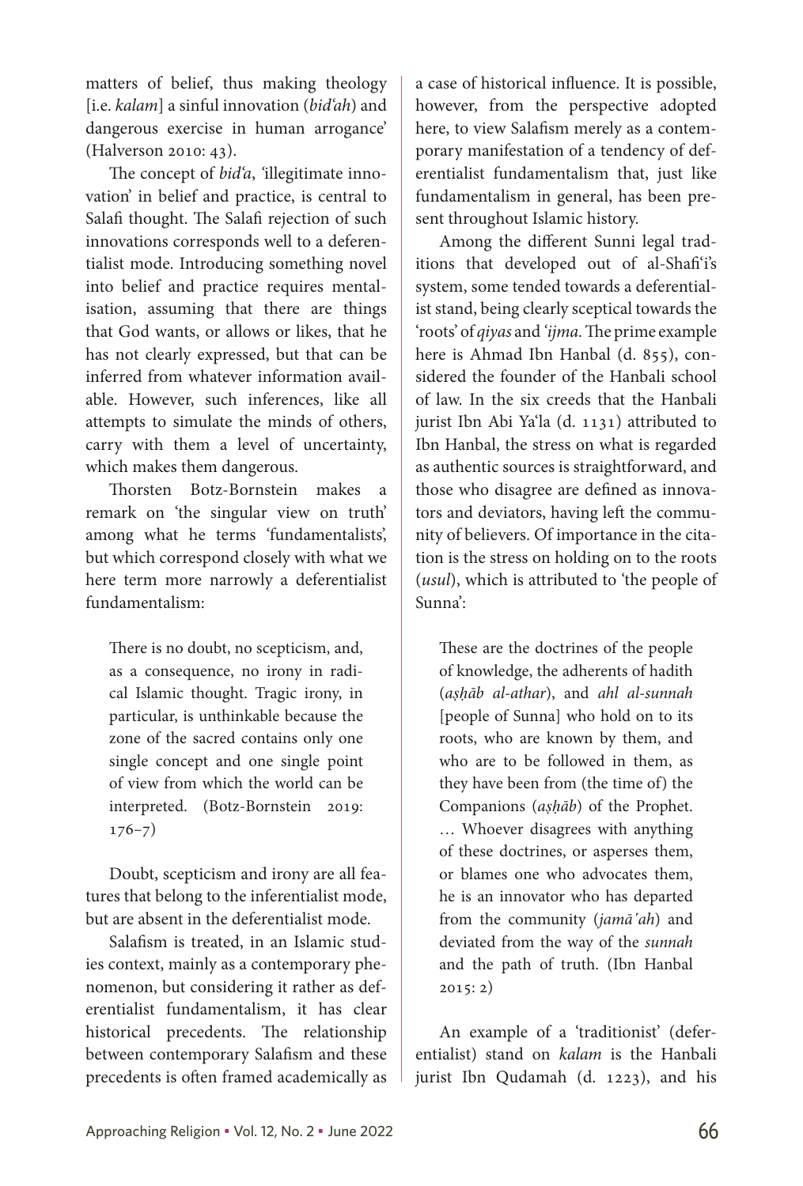matters of belief, thus making theology [i.e. *kalam*] a sinful innovation (*bid'ah*) and dangerous exercise in human arrogance' (Halverson 2010: 43).

The concept of *bid'a*, 'illegitimate innovation' in belief and practice, is central to Salafi thought. The Salafi rejection of such innovations corresponds well to a deferentialist mode. Introducing something novel into belief and practice requires mentalisation, assuming that there are things that God wants, or allows or likes, that he has not clearly expressed, but that can be inferred from whatever information available. However, such inferences, like all attempts to simulate the minds of others, carry with them a level of uncertainty, which makes them dangerous.

Thorsten Botz-Bornstein makes a remark on 'the singular view on truth' among what he terms 'fundamentalists', but which correspond closely with what we here term more narrowly a deferentialist fundamentalism:

> There is no doubt, no scepticism, and, as a consequence, no irony in radical Islamic thought. Tragic irony, in particular, is unthinkable because the zone of the sacred contains only one single concept and one single point of view from which the world can be interpreted. (Botz-Bornstein 2019: 176–7)

Doubt, scepticism and irony are all features that belong to the inferentialist mode, but are absent in the deferentialist mode.

Salafism is treated, in an Islamic studies context, mainly as a contemporary phenomenon, but considering it rather as deferentialist fundamentalism, it has clear historical precedents. The relationship between contemporary Salafism and these precedents is often framed academically as a case of historical influence. It is possible, however, from the perspective adopted here, to view Salafism merely as a contemporary manifestation of a tendency of deferentialist fundamentalism that, just like fundamentalism in general, has been present throughout Islamic history.

Among the different Sunni legal traditions that developed out of al-Shafi'i's system, some tended towards a deferentialist stand, being clearly sceptical towards the 'roots' of *qiyas* and *'ijma*. The prime example here is Ahmad Ibn Hanbal (d. 855), considered the founder of the Hanbali school of law. In the six creeds that the Hanbali jurist Ibn Abi Ya'la (d. 1131) attributed to Ibn Hanbal, the stress on what is regarded as authentic sources is straightforward, and those who disagree are defined as innovators and deviators, having left the community of believers. Of importance in the citation is the stress on holding on to the roots (*usul*), which is attributed to 'the people of Sunna':

> These are the doctrines of the people of knowledge, the adherents of hadith (*aṣḥāb al-athar*), and *ahl al-sunnah* [people of Sunna] who hold on to its roots, who are known by them, and who are to be followed in them, as they have been from (the time of) the Companions (*aṣḥāb*) of the Prophet. … Whoever disagrees with anything of these doctrines, or asperses them, or blames one who advocates them, he is an innovator who has departed from the community (*jamāʿah*) and deviated from the way of the *sunnah* and the path of truth. (Ibn Hanbal 2015: 2)

An example of a 'traditionist' (deferentialist) stand on *kalam* is the Hanbali jurist Ibn Qudamah (d. 1223), and his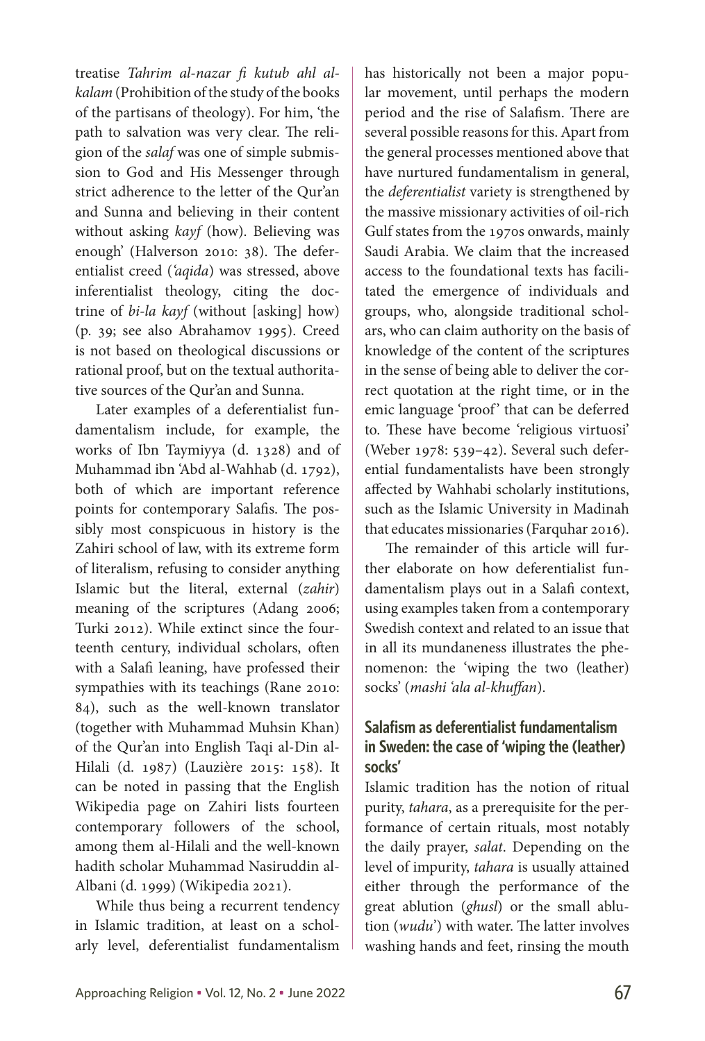treatise *Tahrim al-nazar fi kutub ahl al-kalam* (Prohibition of the study of the books of the partisans of theology). For him, 'the path to salvation was very clear. The religion of the *salaf* was one of simple submission to God and His Messenger through strict adherence to the letter of the Qur'an and Sunna and believing in their content without asking *kayf* (how). Believing was enough' (Halverson 2010: 38). The deferentialist creed (*'aqida*) was stressed, above inferentialist theology, citing the doctrine of *bi-la kayf* (without [asking] how) (p. 39; see also Abrahamov 1995). Creed is not based on theological discussions or rational proof, but on the textual authoritative sources of the Qur'an and Sunna.

Later examples of a deferentialist fundamentalism include, for example, the works of Ibn Taymiyya (d. 1328) and of Muhammad ibn 'Abd al-Wahhab (d. 1792), both of which are important reference points for contemporary Salafis. The possibly most conspicuous in history is the Zahiri school of law, with its extreme form of literalism, refusing to consider anything Islamic but the literal, external (*zahir*) meaning of the scriptures (Adang 2006; Turki 2012). While extinct since the fourteenth century, individual scholars, often with a Salafi leaning, have professed their sympathies with its teachings (Rane 2010: 84), such as the well-known translator (together with Muhammad Muhsin Khan) of the Qur'an into English Taqi al-Din al-Hilali (d. 1987) (Lauzière 2015: 158). It can be noted in passing that the English Wikipedia page on Zahiri lists fourteen contemporary followers of the school, among them al-Hilali and the well-known hadith scholar Muhammad Nasiruddin al-Albani (d. 1999) (Wikipedia 2021).

While thus being a recurrent tendency in Islamic tradition, at least on a scholarly level, deferentialist fundamentalism has historically not been a major popular movement, until perhaps the modern period and the rise of Salafism. There are several possible reasons for this. Apart from the general processes mentioned above that have nurtured fundamentalism in general, the *deferentialist* variety is strengthened by the massive missionary activities of oil-rich Gulf states from the 1970s onwards, mainly Saudi Arabia. We claim that the increased access to the foundational texts has facilitated the emergence of individuals and groups, who, alongside traditional scholars, who can claim authority on the basis of knowledge of the content of the scriptures in the sense of being able to deliver the correct quotation at the right time, or in the emic language 'proof' that can be deferred to. These have become 'religious virtuosi' (Weber 1978: 539–42). Several such deferential fundamentalists have been strongly affected by Wahhabi scholarly institutions, such as the Islamic University in Madinah that educates missionaries (Farquhar 2016).

The remainder of this article will further elaborate on how deferentialist fundamentalism plays out in a Salafi context, using examples taken from a contemporary Swedish context and related to an issue that in all its mundaneness illustrates the phenomenon: the 'wiping the two (leather) socks' (*mashi 'ala al-khuffan*).

## Salafism as deferentialist fundamentalism in Sweden: the case of 'wiping the (leather) socks'

Islamic tradition has the notion of ritual purity, *tahara*, as a prerequisite for the performance of certain rituals, most notably the daily prayer, *salat*. Depending on the level of impurity, *tahara* is usually attained either through the performance of the great ablution (*ghusl*) or the small ablution (*wudu'*) with water. The latter involves washing hands and feet, rinsing the mouth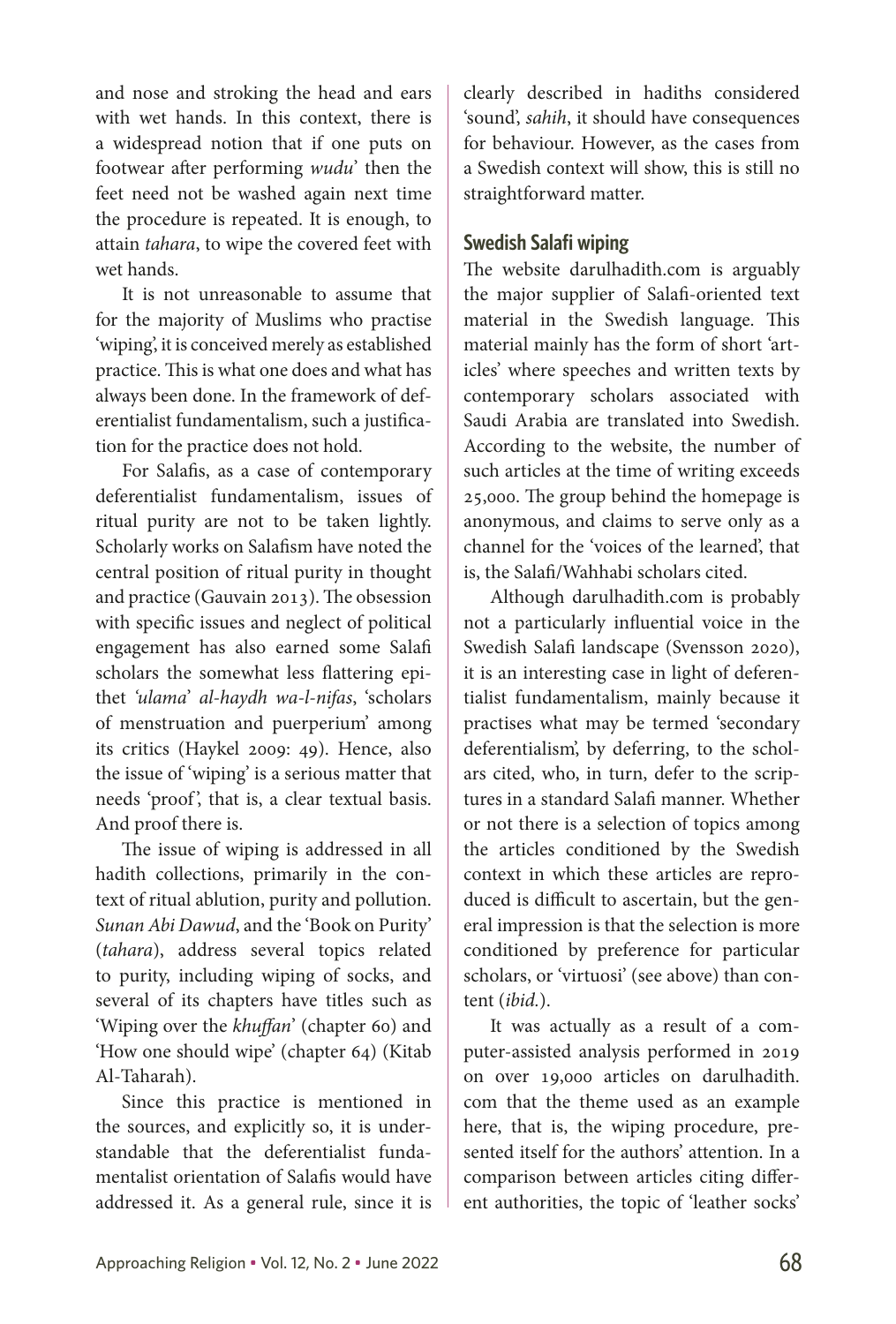and nose and stroking the head and ears with wet hands. In this context, there is a widespread notion that if one puts on footwear after performing *wudu'* then the feet need not be washed again next time the procedure is repeated. It is enough, to attain *tahara*, to wipe the covered feet with wet hands.

It is not unreasonable to assume that for the majority of Muslims who practise 'wiping', it is conceived merely as established practice. This is what one does and what has always been done. In the framework of deferentialist fundamentalism, such a justification for the practice does not hold.

For Salafis, as a case of contemporary deferentialist fundamentalism, issues of ritual purity are not to be taken lightly. Scholarly works on Salafism have noted the central position of ritual purity in thought and practice (Gauvain 2013). The obsession with specific issues and neglect of political engagement has also earned some Salafi scholars the somewhat less flattering epithet *'ulama' al-haydh wa-l-nifas*, 'scholars of menstruation and puerperium' among its critics (Haykel 2009: 49). Hence, also the issue of 'wiping' is a serious matter that needs 'proof', that is, a clear textual basis. And proof there is.

The issue of wiping is addressed in all hadith collections, primarily in the context of ritual ablution, purity and pollution. *Sunan Abi Dawud*, and the 'Book on Purity' (*tahara*), address several topics related to purity, including wiping of socks, and several of its chapters have titles such as 'Wiping over the *khuffan*' (chapter 60) and 'How one should wipe' (chapter 64) (Kitab Al-Taharah).

Since this practice is mentioned in the sources, and explicitly so, it is understandable that the deferentialist fundamentalist orientation of Salafis would have addressed it. As a general rule, since it is clearly described in hadiths considered 'sound', *sahih*, it should have consequences for behaviour. However, as the cases from a Swedish context will show, this is still no straightforward matter.

## Swedish Salafi wiping

The website darulhadith.com is arguably the major supplier of Salafi-oriented text material in the Swedish language. This material mainly has the form of short 'articles' where speeches and written texts by contemporary scholars associated with Saudi Arabia are translated into Swedish. According to the website, the number of such articles at the time of writing exceeds 25,000. The group behind the homepage is anonymous, and claims to serve only as a channel for the 'voices of the learned', that is, the Salafi/Wahhabi scholars cited.

Although darulhadith.com is probably not a particularly influential voice in the Swedish Salafi landscape (Svensson 2020), it is an interesting case in light of deferentialist fundamentalism, mainly because it practises what may be termed 'secondary deferentialism', by deferring, to the scholars cited, who, in turn, defer to the scriptures in a standard Salafi manner. Whether or not there is a selection of topics among the articles conditioned by the Swedish context in which these articles are reproduced is difficult to ascertain, but the general impression is that the selection is more conditioned by preference for particular scholars, or 'virtuosi' (see above) than content (*ibid.*).

It was actually as a result of a computer-assisted analysis performed in 2019 on over 19,000 articles on darulhadith.com that the theme used as an example here, that is, the wiping procedure, presented itself for the authors' attention. In a comparison between articles citing different authorities, the topic of 'leather socks'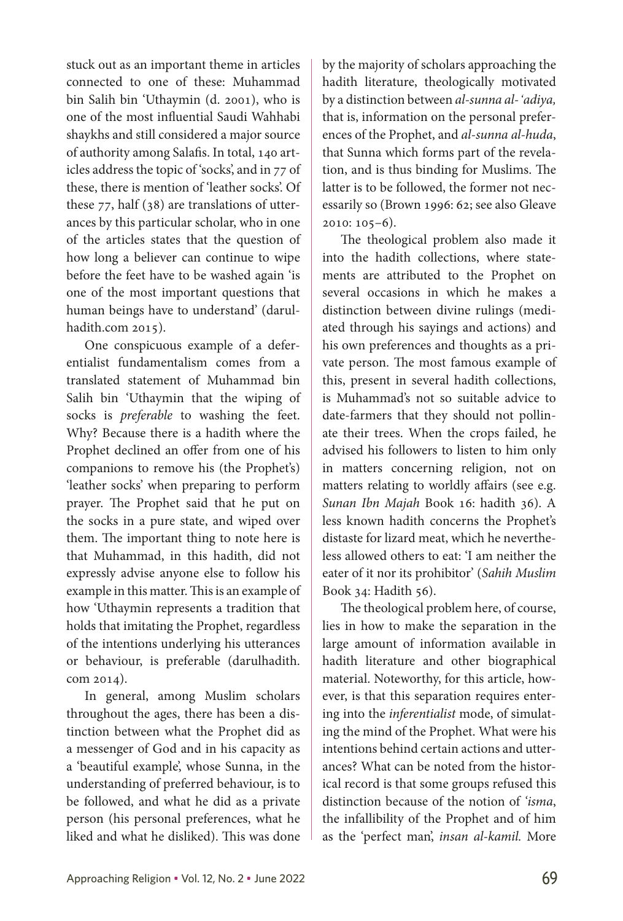stuck out as an important theme in articles connected to one of these: Muhammad bin Salih bin ʿUthaymin (d. 2001), who is one of the most influential Saudi Wahhabi shaykhs and still considered a major source of authority among Salafis. In total, 140 articles address the topic of 'socks', and in 77 of these, there is mention of 'leather socks'. Of these 77, half (38) are translations of utterances by this particular scholar, who in one of the articles states that the question of how long a believer can continue to wipe before the feet have to be washed again 'is one of the most important questions that human beings have to understand' (darulhadith.com 2015).

One conspicuous example of a deferentialist fundamentalism comes from a translated statement of Muhammad bin Salih bin ʿUthaymin that the wiping of socks is *preferable* to washing the feet. Why? Because there is a hadith where the Prophet declined an offer from one of his companions to remove his (the Prophet's) 'leather socks' when preparing to perform prayer. The Prophet said that he put on the socks in a pure state, and wiped over them. The important thing to note here is that Muhammad, in this hadith, did not expressly advise anyone else to follow his example in this matter. This is an example of how ʿUthaymin represents a tradition that holds that imitating the Prophet, regardless of the intentions underlying his utterances or behaviour, is preferable (darulhadith.com 2014).

In general, among Muslim scholars throughout the ages, there has been a distinction between what the Prophet did as a messenger of God and in his capacity as a 'beautiful example', whose Sunna, in the understanding of preferred behaviour, is to be followed, and what he did as a private person (his personal preferences, what he liked and what he disliked). This was done by the majority of scholars approaching the hadith literature, theologically motivated by a distinction between *al-sunna al-ʿadiya,* that is, information on the personal preferences of the Prophet, and *al-sunna al-huda*, that Sunna which forms part of the revelation, and is thus binding for Muslims. The latter is to be followed, the former not necessarily so (Brown 1996: 62; see also Gleave 2010: 105–6).

The theological problem also made it into the hadith collections, where statements are attributed to the Prophet on several occasions in which he makes a distinction between divine rulings (mediated through his sayings and actions) and his own preferences and thoughts as a private person. The most famous example of this, present in several hadith collections, is Muhammad's not so suitable advice to date-farmers that they should not pollinate their trees. When the crops failed, he advised his followers to listen to him only in matters concerning religion, not on matters relating to worldly affairs (see e.g. *Sunan Ibn Majah* Book 16: hadith 36). A less known hadith concerns the Prophet's distaste for lizard meat, which he nevertheless allowed others to eat: 'I am neither the eater of it nor its prohibitor' (*Sahih Muslim* Book 34: Hadith 56).

The theological problem here, of course, lies in how to make the separation in the large amount of information available in hadith literature and other biographical material. Noteworthy, for this article, however, is that this separation requires entering into the *inferentialist* mode, of simulating the mind of the Prophet. What were his intentions behind certain actions and utterances? What can be noted from the historical record is that some groups refused this distinction because of the notion of *ʿisma*, the infallibility of the Prophet and of him as the 'perfect man', *insan al-kamil.* More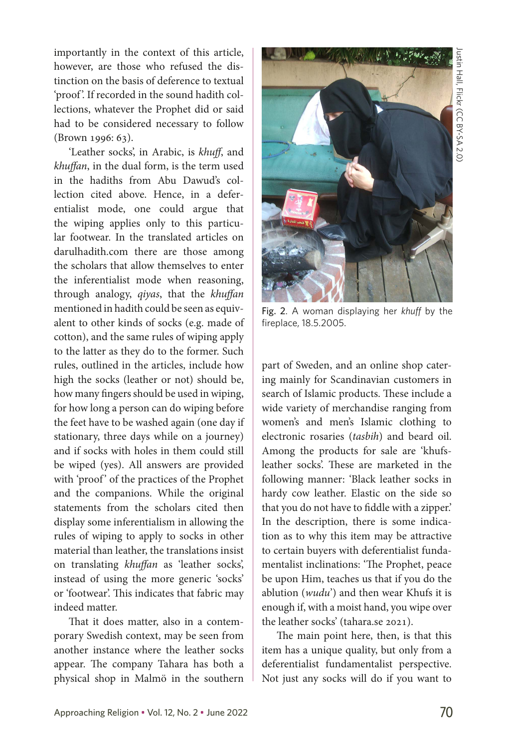importantly in the context of this article, however, are those who refused the distinction on the basis of deference to textual 'proof'. If recorded in the sound hadith collections, whatever the Prophet did or said had to be considered necessary to follow (Brown 1996: 63).

'Leather socks', in Arabic, is *khuff*, and *khuffan*, in the dual form, is the term used in the hadiths from Abu Dawud's collection cited above. Hence, in a deferentialist mode, one could argue that the wiping applies only to this particular footwear. In the translated articles on darulhadith.com there are those among the scholars that allow themselves to enter the inferentialist mode when reasoning, through analogy, *qiyas*, that the *khuffan* mentioned in hadith could be seen as equivalent to other kinds of socks (e.g. made of cotton), and the same rules of wiping apply to the latter as they do to the former. Such rules, outlined in the articles, include how high the socks (leather or not) should be, how many fingers should be used in wiping, for how long a person can do wiping before the feet have to be washed again (one day if stationary, three days while on a journey) and if socks with holes in them could still be wiped (yes). All answers are provided with 'proof' of the practices of the Prophet and the companions. While the original statements from the scholars cited then display some inferentialism in allowing the rules of wiping to apply to socks in other material than leather, the translations insist on translating *khuffan* as 'leather socks', instead of using the more generic 'socks' or 'footwear'. This indicates that fabric may indeed matter.

That it does matter, also in a contemporary Swedish context, may be seen from another instance where the leather socks appear. The company Tahara has both a physical shop in Malmö in the southern part of Sweden, and an online shop catering mainly for Scandinavian customers in search of Islamic products. These include a wide variety of merchandise ranging from women's and men's Islamic clothing to electronic rosaries (*tasbih*) and beard oil. Among the products for sale are 'khufs-leather socks'. These are marketed in the following manner: 'Black leather socks in hardy cow leather. Elastic on the side so that you do not have to fiddle with a zipper.' In the description, there is some indication as to why this item may be attractive to certain buyers with deferentialist fundamentalist inclinations: 'The Prophet, peace be upon Him, teaches us that if you do the ablution (*wudu'*) and then wear Khufs it is enough if, with a moist hand, you wipe over the leather socks' (tahara.se 2021).

Fig. 2. A woman displaying her *khuff* by the fireplace, 18.5.2005.

Justin Hall, Flickr (CC BY-SA 2.0)

The main point here, then, is that this item has a unique quality, but only from a deferentialist fundamentalist perspective. Not just any socks will do if you want to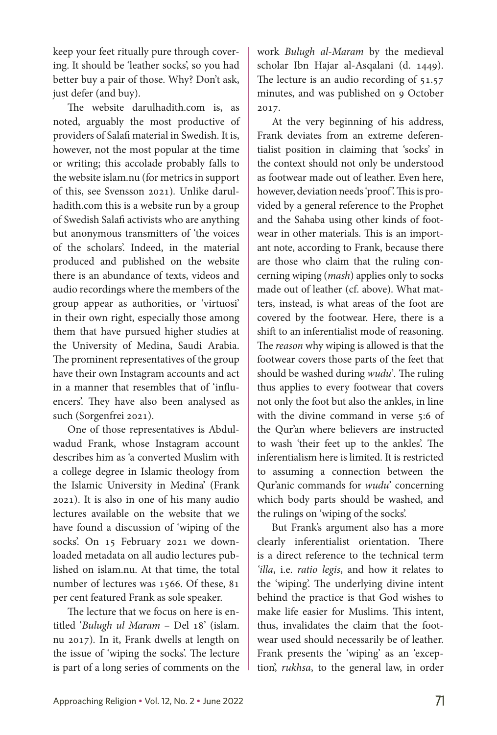keep your feet ritually pure through covering. It should be 'leather socks', so you had better buy a pair of those. Why? Don't ask, just defer (and buy).

The website darulhadith.com is, as noted, arguably the most productive of providers of Salafi material in Swedish. It is, however, not the most popular at the time or writing; this accolade probably falls to the website islam.nu (for metrics in support of this, see Svensson 2021). Unlike darulhadith.com this is a website run by a group of Swedish Salafi activists who are anything but anonymous transmitters of 'the voices of the scholars'. Indeed, in the material produced and published on the website there is an abundance of texts, videos and audio recordings where the members of the group appear as authorities, or 'virtuosi' in their own right, especially those among them that have pursued higher studies at the University of Medina, Saudi Arabia. The prominent representatives of the group have their own Instagram accounts and act in a manner that resembles that of 'influencers'. They have also been analysed as such (Sorgenfrei 2021).

One of those representatives is Abdulwadud Frank, whose Instagram account describes him as 'a converted Muslim with a college degree in Islamic theology from the Islamic University in Medina' (Frank 2021). It is also in one of his many audio lectures available on the website that we have found a discussion of 'wiping of the socks'. On 15 February 2021 we downloaded metadata on all audio lectures published on islam.nu. At that time, the total number of lectures was 1566. Of these, 81 per cent featured Frank as sole speaker.

The lecture that we focus on here is entitled '*Bulugh ul Maram* – Del 18' (islam.nu 2017). In it, Frank dwells at length on the issue of 'wiping the socks'. The lecture is part of a long series of comments on the work *Bulugh al-Maram* by the medieval scholar Ibn Hajar al-Asqalani (d. 1449). The lecture is an audio recording of 51.57 minutes, and was published on 9 October 2017.

At the very beginning of his address, Frank deviates from an extreme deferentialist position in claiming that 'socks' in the context should not only be understood as footwear made out of leather. Even here, however, deviation needs 'proof'. This is provided by a general reference to the Prophet and the Sahaba using other kinds of footwear in other materials. This is an important note, according to Frank, because there are those who claim that the ruling concerning wiping (*mash*) applies only to socks made out of leather (cf. above). What matters, instead, is what areas of the foot are covered by the footwear. Here, there is a shift to an inferentialist mode of reasoning. The *reason* why wiping is allowed is that the footwear covers those parts of the feet that should be washed during *wudu'*. The ruling thus applies to every footwear that covers not only the foot but also the ankles, in line with the divine command in verse 5:6 of the Qur'an where believers are instructed to wash 'their feet up to the ankles'. The inferentialism here is limited. It is restricted to assuming a connection between the Qur'anic commands for *wudu'* concerning which body parts should be washed, and the rulings on 'wiping of the socks'.

But Frank's argument also has a more clearly inferentialist orientation. There is a direct reference to the technical term *'illa*, i.e. *ratio legis*, and how it relates to the 'wiping'. The underlying divine intent behind the practice is that God wishes to make life easier for Muslims. This intent, thus, invalidates the claim that the footwear used should necessarily be of leather. Frank presents the 'wiping' as an 'exception', *rukhsa*, to the general law, in order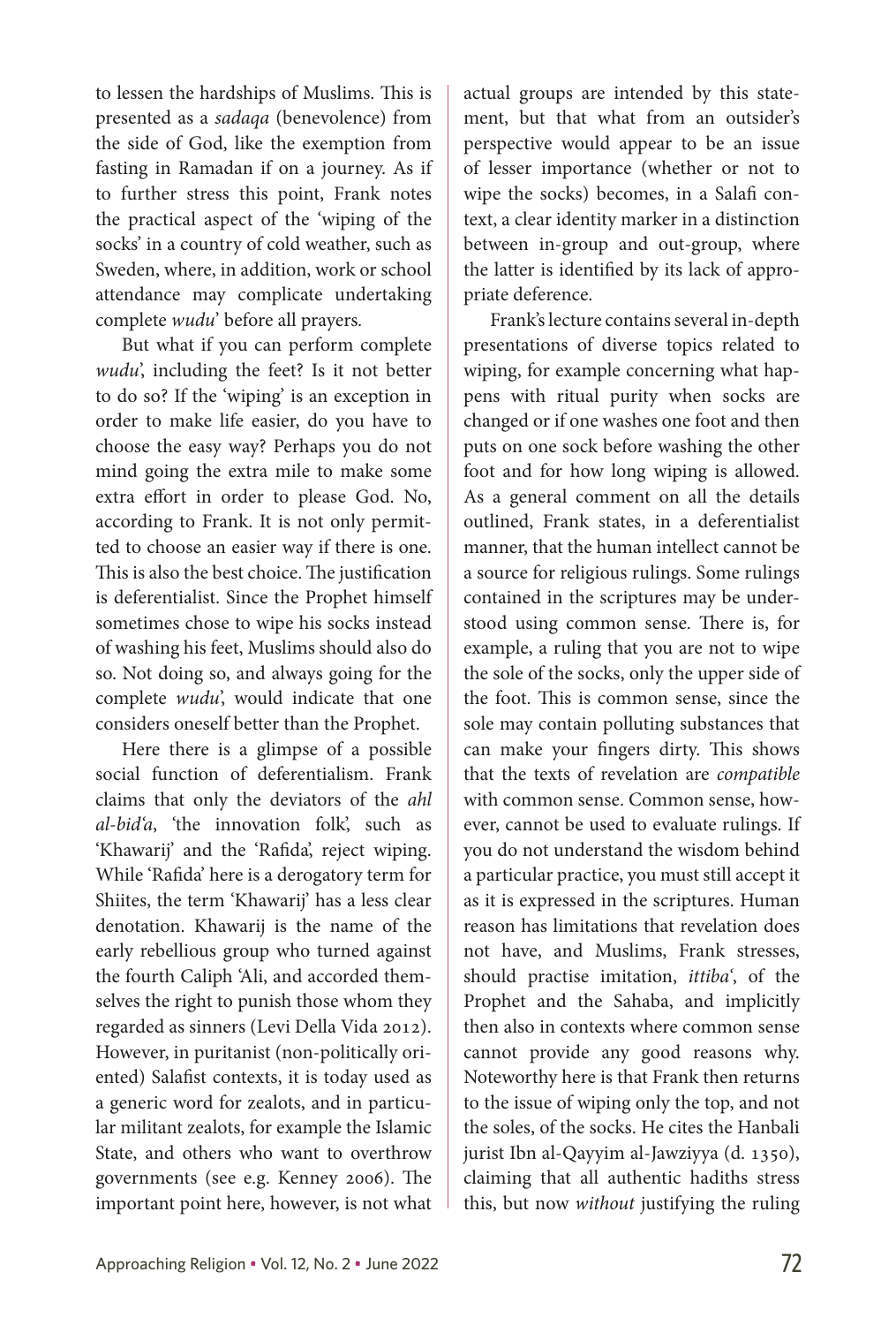to lessen the hardships of Muslims. This is presented as a *sadaqa* (benevolence) from the side of God, like the exemption from fasting in Ramadan if on a journey. As if to further stress this point, Frank notes the practical aspect of the 'wiping of the socks' in a country of cold weather, such as Sweden, where, in addition, work or school attendance may complicate undertaking complete *wudu*' before all prayers.

But what if you can perform complete *wudu*', including the feet? Is it not better to do so? If the 'wiping' is an exception in order to make life easier, do you have to choose the easy way? Perhaps you do not mind going the extra mile to make some extra effort in order to please God. No, according to Frank. It is not only permitted to choose an easier way if there is one. This is also the best choice. The justification is deferentialist. Since the Prophet himself sometimes chose to wipe his socks instead of washing his feet, Muslims should also do so. Not doing so, and always going for the complete *wudu*', would indicate that one considers oneself better than the Prophet.

Here there is a glimpse of a possible social function of deferentialism. Frank claims that only the deviators of the *ahl al-bid'a*, 'the innovation folk', such as 'Khawarij' and the 'Rafida', reject wiping. While 'Rafida' here is a derogatory term for Shiites, the term 'Khawarij' has a less clear denotation. Khawarij is the name of the early rebellious group who turned against the fourth Caliph 'Ali, and accorded themselves the right to punish those whom they regarded as sinners (Levi Della Vida 2012). However, in puritanist (non-politically oriented) Salafist contexts, it is today used as a generic word for zealots, and in particular militant zealots, for example the Islamic State, and others who want to overthrow governments (see e.g. Kenney 2006). The important point here, however, is not what actual groups are intended by this statement, but that what from an outsider's perspective would appear to be an issue of lesser importance (whether or not to wipe the socks) becomes, in a Salafi context, a clear identity marker in a distinction between in-group and out-group, where the latter is identified by its lack of appropriate deference.

Frank's lecture contains several in-depth presentations of diverse topics related to wiping, for example concerning what happens with ritual purity when socks are changed or if one washes one foot and then puts on one sock before washing the other foot and for how long wiping is allowed. As a general comment on all the details outlined, Frank states, in a deferentialist manner, that the human intellect cannot be a source for religious rulings. Some rulings contained in the scriptures may be understood using common sense. There is, for example, a ruling that you are not to wipe the sole of the socks, only the upper side of the foot. This is common sense, since the sole may contain polluting substances that can make your fingers dirty. This shows that the texts of revelation are *compatible* with common sense. Common sense, however, cannot be used to evaluate rulings. If you do not understand the wisdom behind a particular practice, you must still accept it as it is expressed in the scriptures. Human reason has limitations that revelation does not have, and Muslims, Frank stresses, should practise imitation, *ittiba'*, of the Prophet and the Sahaba, and implicitly then also in contexts where common sense cannot provide any good reasons why. Noteworthy here is that Frank then returns to the issue of wiping only the top, and not the soles, of the socks. He cites the Hanbali jurist Ibn al-Qayyim al-Jawziyya (d. 1350), claiming that all authentic hadiths stress this, but now *without* justifying the ruling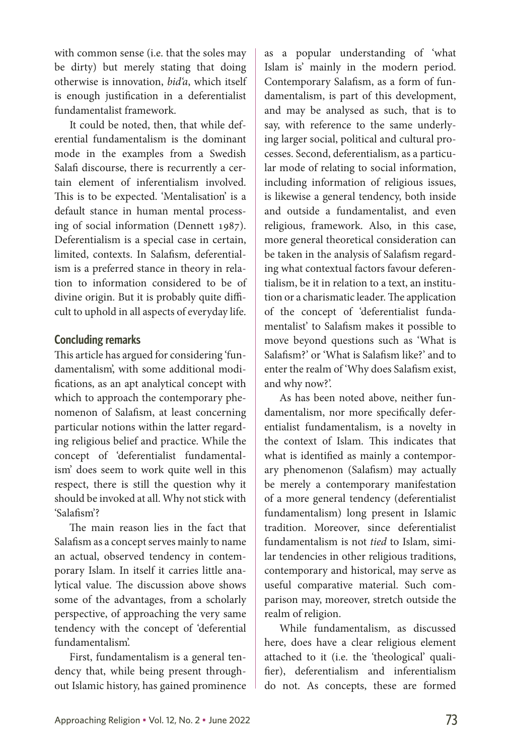with common sense (i.e. that the soles may be dirty) but merely stating that doing otherwise is innovation, *bid'a*, which itself is enough justification in a deferentialist fundamentalist framework.

It could be noted, then, that while deferential fundamentalism is the dominant mode in the examples from a Swedish Salafi discourse, there is recurrently a certain element of inferentialism involved. This is to be expected. 'Mentalisation' is a default stance in human mental processing of social information (Dennett 1987). Deferentialism is a special case in certain, limited, contexts. In Salafism, deferentialism is a preferred stance in theory in relation to information considered to be of divine origin. But it is probably quite difficult to uphold in all aspects of everyday life.

## Concluding remarks

This article has argued for considering 'fundamentalism', with some additional modifications, as an apt analytical concept with which to approach the contemporary phenomenon of Salafism, at least concerning particular notions within the latter regarding religious belief and practice. While the concept of 'deferentialist fundamentalism' does seem to work quite well in this respect, there is still the question why it should be invoked at all. Why not stick with 'Salafism'?

The main reason lies in the fact that Salafism as a concept serves mainly to name an actual, observed tendency in contemporary Islam. In itself it carries little analytical value. The discussion above shows some of the advantages, from a scholarly perspective, of approaching the very same tendency with the concept of 'deferential fundamentalism'.

First, fundamentalism is a general tendency that, while being present throughout Islamic history, has gained prominence as a popular understanding of 'what Islam is' mainly in the modern period. Contemporary Salafism, as a form of fundamentalism, is part of this development, and may be analysed as such, that is to say, with reference to the same underlying larger social, political and cultural processes. Second, deferentialism, as a particular mode of relating to social information, including information of religious issues, is likewise a general tendency, both inside and outside a fundamentalist, and even religious, framework. Also, in this case, more general theoretical consideration can be taken in the analysis of Salafism regarding what contextual factors favour deferentialism, be it in relation to a text, an institution or a charismatic leader. The application of the concept of 'deferentialist fundamentalist' to Salafism makes it possible to move beyond questions such as 'What is Salafism?' or 'What is Salafism like?' and to enter the realm of 'Why does Salafism exist, and why now?'.

As has been noted above, neither fundamentalism, nor more specifically deferentialist fundamentalism, is a novelty in the context of Islam. This indicates that what is identified as mainly a contemporary phenomenon (Salafism) may actually be merely a contemporary manifestation of a more general tendency (deferentialist fundamentalism) long present in Islamic tradition. Moreover, since deferentialist fundamentalism is not *tied* to Islam, similar tendencies in other religious traditions, contemporary and historical, may serve as useful comparative material. Such comparison may, moreover, stretch outside the realm of religion.

While fundamentalism, as discussed here, does have a clear religious element attached to it (i.e. the 'theological' qualifier), deferentialism and inferentialism do not. As concepts, these are formed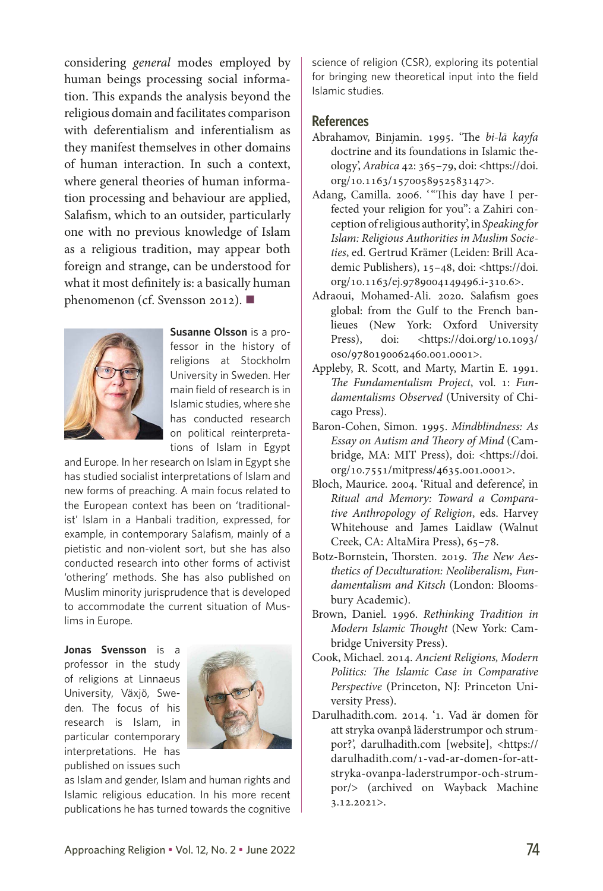considering *general* modes employed by human beings processing social information. This expands the analysis beyond the religious domain and facilitates comparison with deferentialism and inferentialism as they manifest themselves in other domains of human interaction. In such a context, where general theories of human information processing and behaviour are applied, Salafism, which to an outsider, particularly one with no previous knowledge of Islam as a religious tradition, may appear both foreign and strange, can be understood for what it most definitely is: a basically human phenomenon (cf. Svensson 2012). ■

**Susanne Olsson** is a professor in the history of religions at Stockholm University in Sweden. Her main field of research is in Islamic studies, where she has conducted research on political reinterpretations of Islam in Egypt and Europe. In her research on Islam in Egypt she has studied socialist interpretations of Islam and new forms of preaching. A main focus related to the European context has been on 'traditionalist' Islam in a Hanbali tradition, expressed, for example, in contemporary Salafism, mainly of a pietistic and non-violent sort, but she has also conducted research into other forms of activist 'othering' methods. She has also published on Muslim minority jurisprudence that is developed to accommodate the current situation of Muslims in Europe.

**Jonas Svensson** is a professor in the study of religions at Linnaeus University, Växjö, Sweden. The focus of his research is Islam, in particular contemporary interpretations. He has published on issues such as Islam and gender, Islam and human rights and Islamic religious education. In his more recent publications he has turned towards the cognitive science of religion (CSR), exploring its potential for bringing new theoretical input into the field Islamic studies.

## References

Abrahamov, Binjamin. 1995. 'The *bi-lā kayfa* doctrine and its foundations in Islamic theology', *Arabica* 42: 365–79, doi: <https://doi.org/10.1163/1570058952583147>.

Adang, Camilla. 2006. '"This day have I perfected your religion for you": a Zahiri conception of religious authority', in *Speaking for Islam: Religious Authorities in Muslim Societies*, ed. Gertrud Krämer (Leiden: Brill Academic Publishers), 15–48, doi: <https://doi.org/10.1163/ej.9789004149496.i-310.6>.

Adraoui, Mohamed-Ali. 2020. Salafism goes global: from the Gulf to the French banlieues (New York: Oxford University Press), doi: <https://doi.org/10.1093/oso/9780190062460.001.0001>.

Appleby, R. Scott, and Marty, Martin E. 1991. *The Fundamentalism Project*, vol. 1: *Fundamentalisms Observed* (University of Chicago Press).

Baron-Cohen, Simon. 1995. *Mindblindness: As Essay on Autism and Theory of Mind* (Cambridge, MA: MIT Press), doi: <https://doi.org/10.7551/mitpress/4635.001.0001>.

Bloch, Maurice. 2004. 'Ritual and deference', in *Ritual and Memory: Toward a Comparative Anthropology of Religion*, eds. Harvey Whitehouse and James Laidlaw (Walnut Creek, CA: AltaMira Press), 65–78.

Botz-Bornstein, Thorsten. 2019. *The New Aesthetics of Deculturation: Neoliberalism, Fundamentalism and Kitsch* (London: Bloomsbury Academic).

Brown, Daniel. 1996. *Rethinking Tradition in Modern Islamic Thought* (New York: Cambridge University Press).

Cook, Michael. 2014. *Ancient Religions, Modern Politics: The Islamic Case in Comparative Perspective* (Princeton, NJ: Princeton University Press).

Darulhadith.com. 2014. '1. Vad är domen för att stryka ovanpå läderstrumpor och strumpor?', darulhadith.com [website], <https://darulhadith.com/1-vad-ar-domen-for-att-stryka-ovanpa-laderstrumpor-och-strumpor/> (archived on Wayback Machine 3.12.2021>.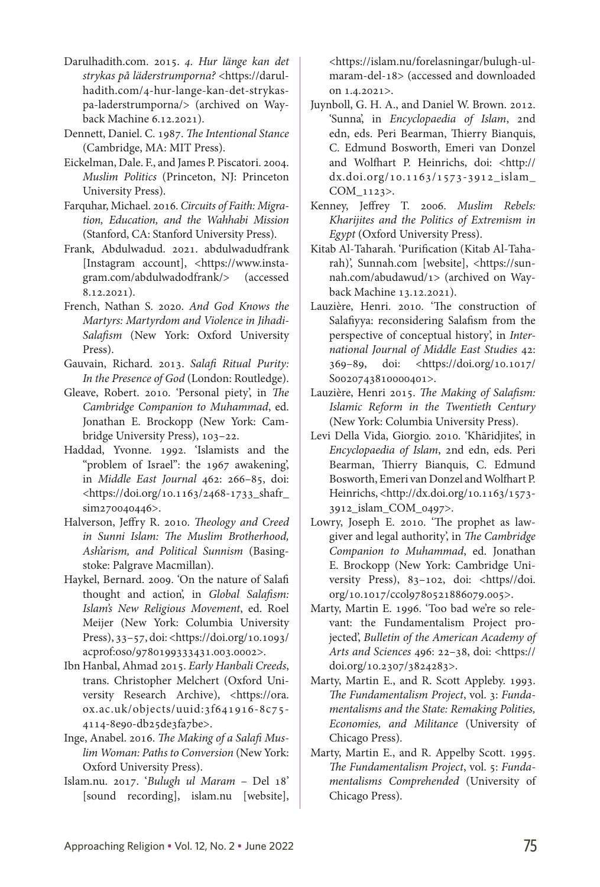Darulhadith.com. 2015. *4. Hur länge kan det strykas på läderstrumporna?* <https://darulhadith.com/4-hur-lange-kan-det-strykas-pa-laderstrumporna/> (archived on Wayback Machine 6.12.2021).

Dennett, Daniel. C. 1987. *The Intentional Stance* (Cambridge, MA: MIT Press).

Eickelman, Dale. F., and James P. Piscatori. 2004. *Muslim Politics* (Princeton, NJ: Princeton University Press).

Farquhar, Michael. 2016. *Circuits of Faith: Migration, Education, and the Wahhabi Mission* (Stanford, CA: Stanford University Press).

Frank, Abdulwadud. 2021. abdulwadudfrank [Instagram account], <https://www.instagram.com/abdulwadodfrank/> (accessed 8.12.2021).

French, Nathan S. 2020. *And God Knows the Martyrs: Martyrdom and Violence in Jihadi-Salafism* (New York: Oxford University Press).

Gauvain, Richard. 2013. *Salafi Ritual Purity: In the Presence of God* (London: Routledge).

Gleave, Robert. 2010. 'Personal piety', in *The Cambridge Companion to Muhammad*, ed. Jonathan E. Brockopp (New York: Cambridge University Press), 103–22.

Haddad, Yvonne. 1992. 'Islamists and the "problem of Israel": the 1967 awakening', in *Middle East Journal* 462: 266–85, doi: <https://doi.org/10.1163/2468-1733_shafr_sim270040446>.

Halverson, Jeffry R. 2010. *Theology and Creed in Sunni Islam: The Muslim Brotherhood, Ash'arism, and Political Sunnism* (Basingstoke: Palgrave Macmillan).

Haykel, Bernard. 2009. 'On the nature of Salafi thought and action', in *Global Salafism: Islam's New Religious Movement*, ed. Roel Meijer (New York: Columbia University Press), 33–57, doi: <https://doi.org/10.1093/acprof:oso/9780199333431.003.0002>.

Ibn Hanbal, Ahmad 2015. *Early Hanbali Creeds*, trans. Christopher Melchert (Oxford University Research Archive), <https://ora.ox.ac.uk/objects/uuid:3f641916-8c75-4114-8e90-db25de3fa7be>.

Inge, Anabel. 2016. *The Making of a Salafi Muslim Woman: Paths to Conversion* (New York: Oxford University Press).

Islam.nu. 2017. '*Bulugh ul Maram* – Del 18' [sound recording], islam.nu [website], <https://islam.nu/forelasningar/bulugh-ul-maram-del-18> (accessed and downloaded on 1.4.2021>.

Juynboll, G. H. A., and Daniel W. Brown. 2012. 'Sunna', in *Encyclopaedia of Islam*, 2nd edn, eds. Peri Bearman, Thierry Bianquis, C. Edmund Bosworth, Emeri van Donzel and Wolfhart P. Heinrichs, doi: <http://dx.doi.org/10.1163/1573-3912_islam_COM_1123>.

Kenney, Jeffrey T. 2006. *Muslim Rebels: Kharijites and the Politics of Extremism in Egypt* (Oxford University Press).

Kitab Al-Taharah. 'Purification (Kitab Al-Taharah)', Sunnah.com [website], <https://sunnah.com/abudawud/1> (archived on Wayback Machine 13.12.2021).

Lauzière, Henri. 2010. 'The construction of Salafiyya: reconsidering Salafism from the perspective of conceptual history', in *International Journal of Middle East Studies* 42: 369–89, doi: <https://doi.org/10.1017/S0020743810000401>.

Lauzière, Henri 2015. *The Making of Salafism: Islamic Reform in the Twentieth Century* (New York: Columbia University Press).

Levi Della Vida, Giorgio. 2010. 'Khāridjites', in *Encyclopaedia of Islam*, 2nd edn, eds. Peri Bearman, Thierry Bianquis, C. Edmund Bosworth, Emeri van Donzel and Wolfhart P. Heinrichs, <http://dx.doi.org/10.1163/1573-3912_islam_COM_0497>.

Lowry, Joseph E. 2010. 'The prophet as lawgiver and legal authority', in *The Cambridge Companion to Muhammad*, ed. Jonathan E. Brockopp (New York: Cambridge University Press), 83–102, doi: <https//doi.org/10.1017/ccol9780521886079.005>.

Marty, Martin E. 1996. 'Too bad we're so relevant: the Fundamentalism Project projected', *Bulletin of the American Academy of Arts and Sciences* 496: 22–38, doi: <https://doi.org/10.2307/3824283>.

Marty, Martin E., and R. Scott Appleby. 1993. *The Fundamentalism Project*, vol. 3: *Fundamentalisms and the State: Remaking Polities, Economies, and Militance* (University of Chicago Press).

Marty, Martin E., and R. Appelby Scott. 1995. *The Fundamentalism Project*, vol. 5: *Fundamentalisms Comprehended* (University of Chicago Press).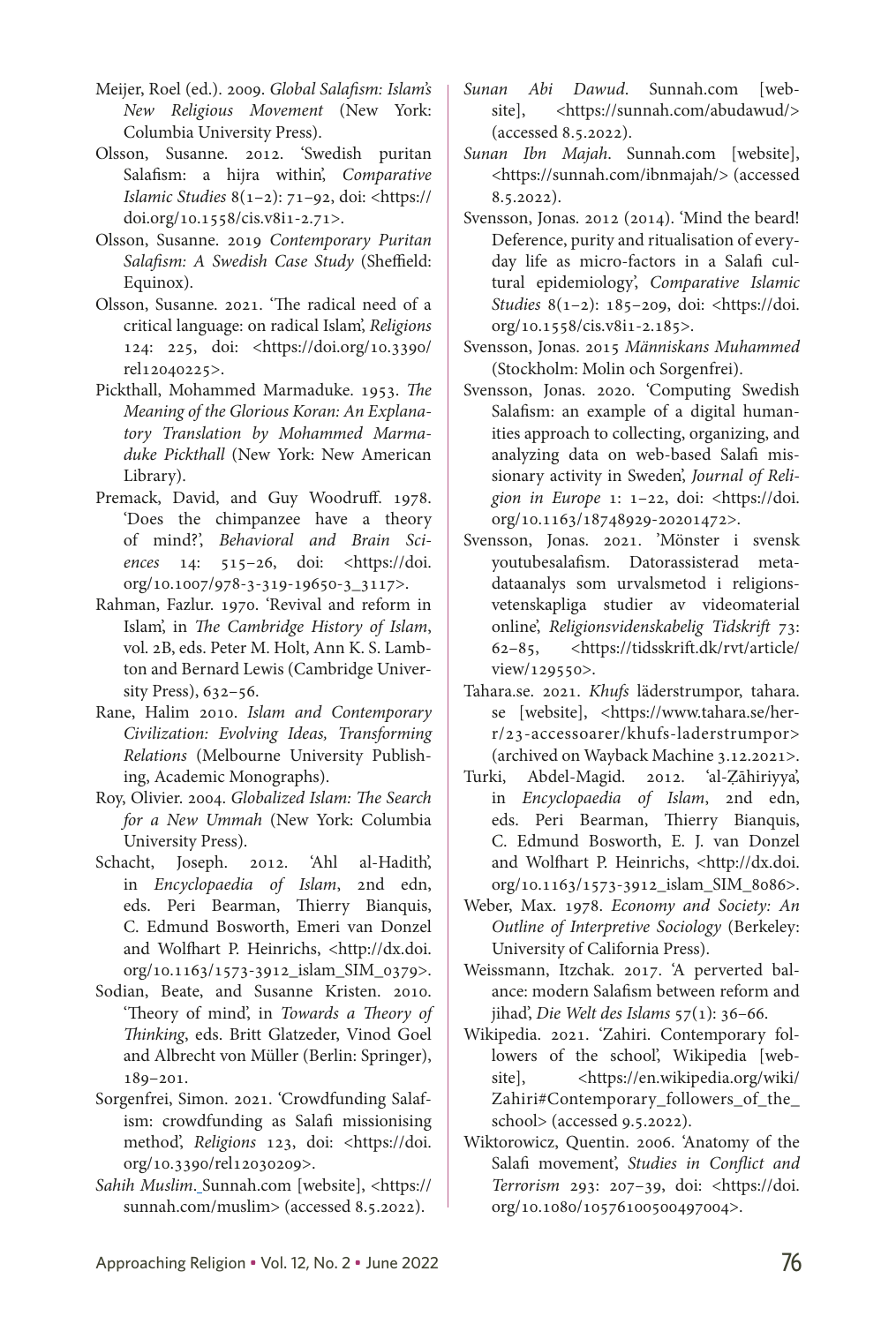Meijer, Roel (ed.). 2009. *Global Salafism: Islam's New Religious Movement* (New York: Columbia University Press).

Olsson, Susanne. 2012. 'Swedish puritan Salafism: a hijra within', *Comparative Islamic Studies* 8(1–2): 71–92, doi: <https://doi.org/10.1558/cis.v8i1-2.71>.

Olsson, Susanne. 2019 *Contemporary Puritan Salafism: A Swedish Case Study* (Sheffield: Equinox).

Olsson, Susanne. 2021. 'The radical need of a critical language: on radical Islam', *Religions* 124: 225, doi: <https://doi.org/10.3390/rel12040225>.

Pickthall, Mohammed Marmaduke. 1953. *The Meaning of the Glorious Koran: An Explanatory Translation by Mohammed Marmaduke Pickthall* (New York: New American Library).

Premack, David, and Guy Woodruff. 1978. 'Does the chimpanzee have a theory of mind?', *Behavioral and Brain Sciences* 14: 515–26, doi: <https://doi.org/10.1007/978-3-319-19650-3_3117>.

Rahman, Fazlur. 1970. 'Revival and reform in Islam', in *The Cambridge History of Islam*, vol. 2B, eds. Peter M. Holt, Ann K. S. Lambton and Bernard Lewis (Cambridge University Press), 632–56.

Rane, Halim 2010. *Islam and Contemporary Civilization: Evolving Ideas, Transforming Relations* (Melbourne University Publishing, Academic Monographs).

Roy, Olivier. 2004. *Globalized Islam: The Search for a New Ummah* (New York: Columbia University Press).

Schacht, Joseph. 2012. 'Ahl al-Hadith', in *Encyclopaedia of Islam*, 2nd edn, eds. Peri Bearman, Thierry Bianquis, C. Edmund Bosworth, Emeri van Donzel and Wolfhart P. Heinrichs, <http://dx.doi.org/10.1163/1573-3912_islam_SIM_0379>.

Sodian, Beate, and Susanne Kristen. 2010. 'Theory of mind', in *Towards a Theory of Thinking*, eds. Britt Glatzeder, Vinod Goel and Albrecht von Müller (Berlin: Springer), 189–201.

Sorgenfrei, Simon. 2021. 'Crowdfunding Salafism: crowdfunding as Salafi missionising method', *Religions* 123, doi: <https://doi.org/10.3390/rel12030209>.

*Sahih Muslim*. Sunnah.com [website], <https://sunnah.com/muslim> (accessed 8.5.2022).

*Sunan Abi Dawud*. Sunnah.com [website], <https://sunnah.com/abudawud/> (accessed 8.5.2022).

*Sunan Ibn Majah*. Sunnah.com [website], <https://sunnah.com/ibnmajah/> (accessed 8.5.2022).

Svensson, Jonas. 2012 (2014). 'Mind the beard! Deference, purity and ritualisation of everyday life as micro-factors in a Salafi cultural epidemiology', *Comparative Islamic Studies* 8(1–2): 185–209, doi: <https://doi.org/10.1558/cis.v8i1-2.185>.

Svensson, Jonas. 2015 *Människans Muhammed* (Stockholm: Molin och Sorgenfrei).

Svensson, Jonas. 2020. 'Computing Swedish Salafism: an example of a digital humanities approach to collecting, organizing, and analyzing data on web-based Salafi missionary activity in Sweden', *Journal of Religion in Europe* 1: 1–22, doi: <https://doi.org/10.1163/18748929-20201472>.

Svensson, Jonas. 2021. 'Mönster i svensk youtubesalafism. Datorassisterad metadataanalys som urvalsmetod i religionsvetenskapliga studier av videomaterial online', *Religionsvidenskabelig Tidskrift* 73: 62–85, <https://tidsskrift.dk/rvt/article/view/129550>.

Tahara.se. 2021. *Khufs* läderstrumpor, tahara.se [website], <https://www.tahara.se/herr/23-accessoarer/khufs-laderstrumpor> (archived on Wayback Machine 3.12.2021>.

Turki, Abdel-Magid. 2012. 'al-Ẓāhiriyya', in *Encyclopaedia of Islam*, 2nd edn, eds. Peri Bearman, Thierry Bianquis, C. Edmund Bosworth, E. J. van Donzel and Wolfhart P. Heinrichs, <http://dx.doi.org/10.1163/1573-3912_islam_SIM_8086>.

Weber, Max. 1978. *Economy and Society: An Outline of Interpretive Sociology* (Berkeley: University of California Press).

Weissmann, Itzchak. 2017. 'A perverted balance: modern Salafism between reform and jihad', *Die Welt des Islams* 57(1): 36–66.

Wikipedia. 2021. 'Zahiri. Contemporary followers of the school', Wikipedia [website], <https://en.wikipedia.org/wiki/Zahiri#Contemporary_followers_of_the_school> (accessed 9.5.2022).

Wiktorowicz, Quentin. 2006. 'Anatomy of the Salafi movement', *Studies in Conflict and Terrorism* 293: 207–39, doi: <https://doi.org/10.1080/10576100500497004>.